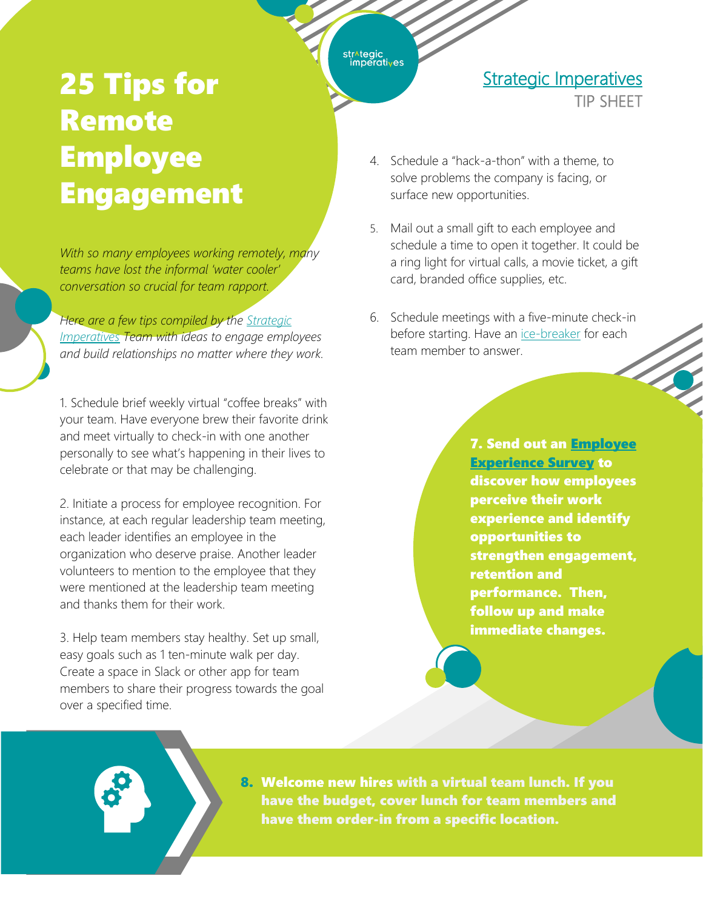# 25 Tips for Remote Employee Engagement

Strategic Imperatives

TIP SHEET

*With so many employees working remotely, many teams have lost the informal 'water cooler' conversation so crucial for team rapport.*

*Here are a few tips compiled by the Strategic Imperatives Team with ideas to engage employees and build relationships no matter where they work.*

1. Schedule brief weekly virtual "coffee breaks" with your team. Have everyone brew their favorite drink and meet virtually to check-in with one another personally to see what's happening in their lives to celebrate or that may be challenging.

2. Initiate a process for employee recognition. For instance, at each regular leadership team meeting, each leader identifies an employee in the organization who deserve praise. Another leader volunteers to mention to the employee that they were mentioned at the leadership team meeting and thanks them for their work.

3. Help team members stay healthy. Set up small, easy goals such as 1 ten-minute walk per day. Create a space in Slack or other app for team members to share their progress towards the goal over a specified time.

4. Schedule a "hack-a-thon" with a theme, to solve problems the company is facing, or surface new opportunities.

5. Mail out a small gift to each employee and schedule a time to open it together. It could be a ring light for virtual calls, a movie ticket, a gift card, branded office supplies, etc.

6. Schedule meetings with a five-minute check-in before starting. Have an ice-breaker for each team member to answer.

**7. Send out an Employee Experience Survey to discover how employees perceive their work experience and identify opportunities to strengthen engagement, retention and performance. Then, follow up and make immediate changes.**

**8. Welcome new hires with a virtual team lunch. If you have the budget, cover lunch for team members and have them order-in from a specific location.**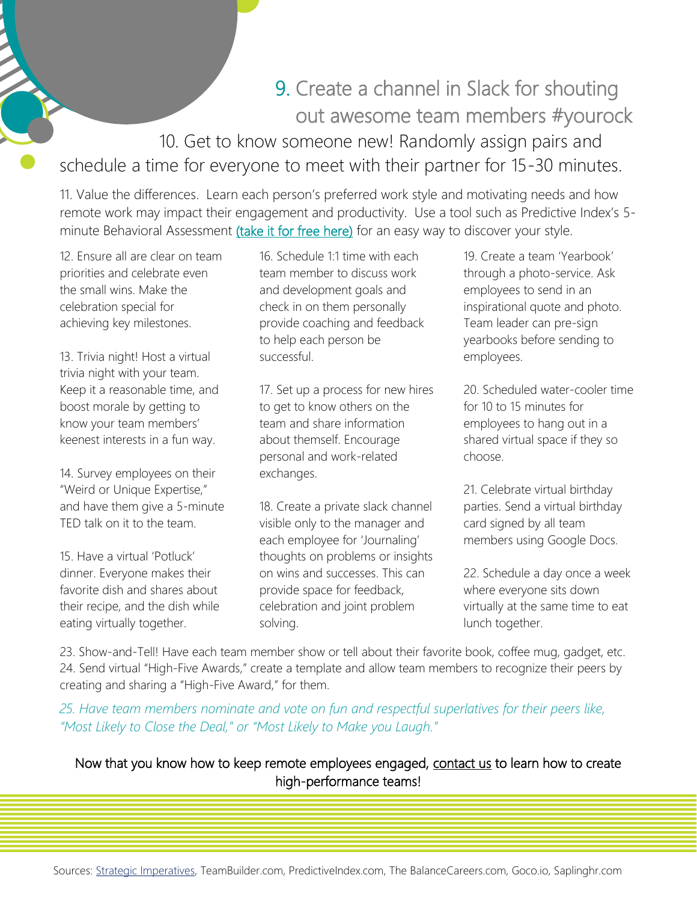9. Create a channel in Slack for shouting out awesome team members #yourock

10. Get to know someone new! Randomly assign pairs and schedule a time for everyone to meet with their partner for 15-30 minutes.

11. Value the differences. Learn each person's preferred work style and motivating needs and how remote work may impact their engagement and productivity. Use a tool such as Predictive Index's 5-minute Behavioral Assessment (take it for free here) for an easy way to discover your style.

12. Ensure all are clear on team priorities and celebrate even the small wins. Make the celebration special for achieving key milestones.

13. Trivia night! Host a virtual trivia night with your team. Keep it a reasonable time, and boost morale by getting to know your team members' keenest interests in a fun way.

14. Survey employees on their "Weird or Unique Expertise," and have them give a 5-minute TED talk on it to the team.

15. Have a virtual 'Potluck' dinner. Everyone makes their favorite dish and shares about their recipe, and the dish while eating virtually together.

16. Schedule 1:1 time with each team member to discuss work and development goals and check in on them personally provide coaching and feedback to help each person be successful.

17. Set up a process for new hires to get to know others on the team and share information about themself. Encourage personal and work-related exchanges.

18. Create a private slack channel visible only to the manager and each employee for 'Journaling' thoughts on problems or insights on wins and successes. This can provide space for feedback, celebration and joint problem solving.

19. Create a team 'Yearbook' through a photo-service. Ask employees to send in an inspirational quote and photo. Team leader can pre-sign yearbooks before sending to employees.

20. Scheduled water-cooler time for 10 to 15 minutes for employees to hang out in a shared virtual space if they so choose.

21. Celebrate virtual birthday parties. Send a virtual birthday card signed by all team members using Google Docs.

22. Schedule a day once a week where everyone sits down virtually at the same time to eat lunch together.

23. Show-and-Tell! Have each team member show or tell about their favorite book, coffee mug, gadget, etc.

24. Send virtual "High-Five Awards," create a template and allow team members to recognize their peers by creating and sharing a "High-Five Award," for them.

*25. Have team members nominate and vote on fun and respectful superlatives for their peers like, "Most Likely to Close the Deal," or "Most Likely to Make you Laugh."*

Now that you know how to keep remote employees engaged, contact us to learn how to create high-performance teams!

Sources: Strategic Imperatives, TeamBuilder.com, PredictiveIndex.com, The BalanceCareers.com, Goco.io, Saplinghr.com